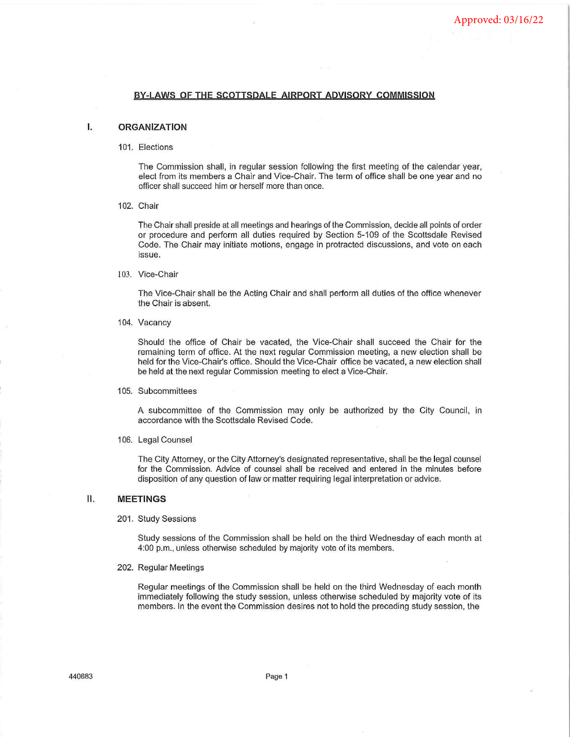Approved: 03/16/22

# BY-LAWS OF THE SCOTTSDALE AIRPORT ADVISORY COMMISSION

## I. ORGANIZATION

### 101. Elections

The Commission shall, in regular session following the first meeting of the calendar year, elect from its members a Chair and Vice-Chair. The term of office shall be one year and no officer shall succeed him or herself more than once.

### 102. Chair

The Chair shall preside at all meetings and hearings of the Commission, decide all points of order or procedure and perform all duties required by Section 5-109 of the Scottsdale Revised Code. The Chair may initiate motions, engage in protracted discussions, and vote on each issue.

### 103. Vice-Chair

The Vice-Chair shall be the Acting Chair and shall perform all duties of the office whenever the Chair is absent.

### 104. Vacancy

Should the office of Chair be vacated, the Vice-Chair shall succeed the Chair for the remaining term of office. At the next regular Commission meeting, a new election shall be held for the Vice-Chair's office. Should the Vice-Chair office be vacated, a new election shall be held at the next regular Commission meeting to elect a Vice-Chair.

### 105. Subcommittees

A subcommittee of the Commission may only be authorized by the City Council, in accordance with the Scottsdale Revised Code.

### 106. Legal Counsel

The City Attorney, or the City Attorney's designated representative, shall be the legal counsel for the Commission. Advice of counsel shall be received and entered in the minutes before disposition of any question of law or matter requiring legal interpretation or advice.

## II. MEETINGS

### 201. Study Sessions

Study sessions of the Commission shall be held on the third Wednesday of each month at 4:00 p.m., unless otherwise scheduled by majority vote of its members.

### 202. Regular Meetings

Regular meetings of the Commission shall be held on the third Wednesday of each month immediately following the study session, unless otherwise scheduled by majority vote of its members. In the event the Commission desires not to hold the preceding study session, the

440683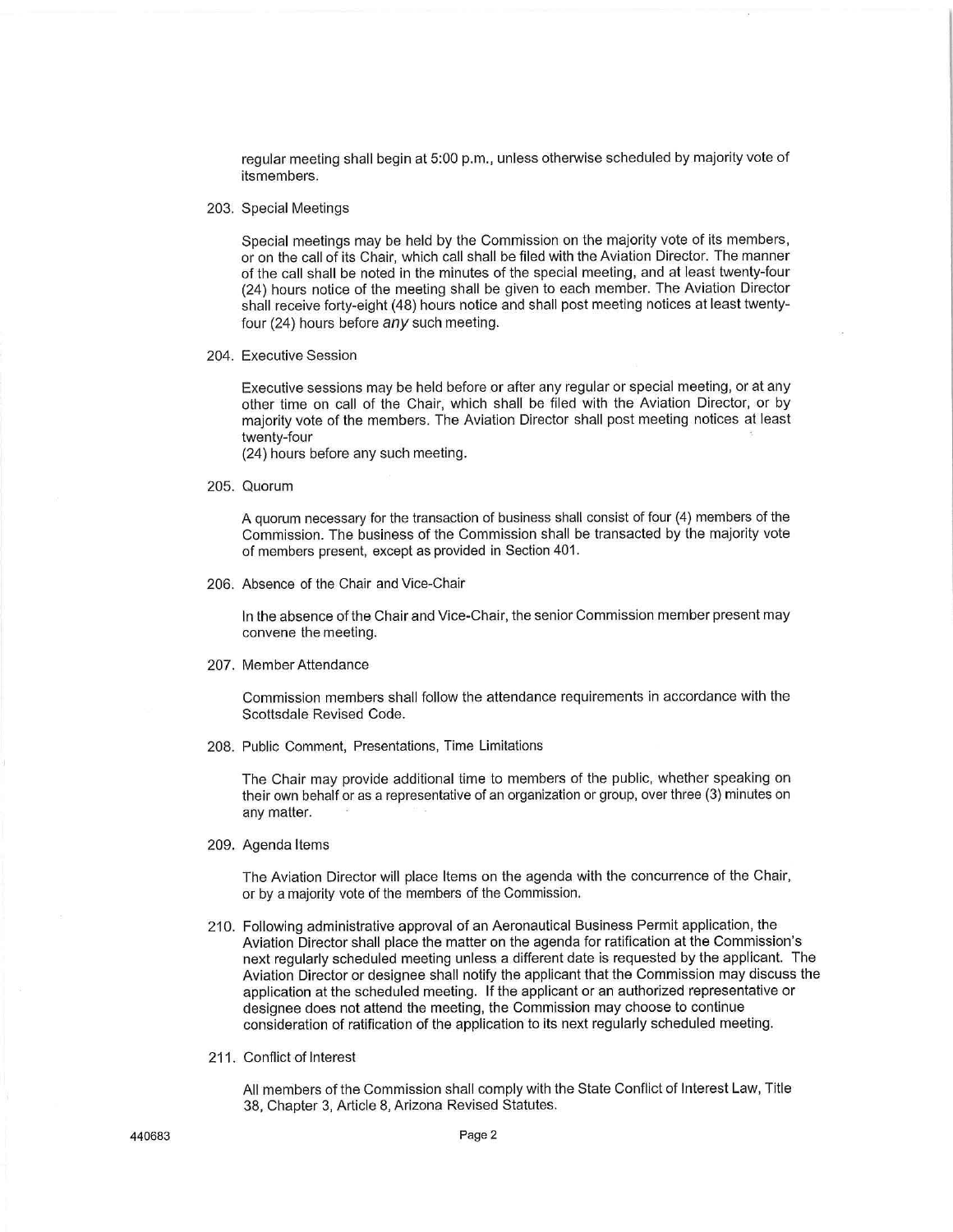regular meeting shall begin at 5:00 p.m., unless otherwise scheduled by majority vote of itsmembers.

203. Special Meetings

Special meetings may be held by the Commission on the majority vote of its members, or on the call of its Chair, which call shall be filed with the Aviation Director. The manner of the call shall be noted in the minutes of the special meeting, and at least twenty-four (24) hours notice of the meeting shall be given to each member. The Aviation Director shall receive forty-eight (48) hours notice and shall post meeting notices at least twenty-four (24) hours before *any* such meeting.

204. Executive Session

Executive sessions may be held before or after any regular or special meeting, or at any other time on call of the Chair, which shall be filed with the Aviation Director, or by majority vote of the members. The Aviation Director shall post meeting notices at least twenty-four
(24) hours before any such meeting.

205. Quorum

A quorum necessary for the transaction of business shall consist of four (4) members of the Commission. The business of the Commission shall be transacted by the majority vote of members present, except as provided in Section 401.

206. Absence of the Chair and Vice-Chair

In the absence of the Chair and Vice-Chair, the senior Commission member present may convene the meeting.

207. Member Attendance

Commission members shall follow the attendance requirements in accordance with the Scottsdale Revised Code.

208. Public Comment, Presentations, Time Limitations

The Chair may provide additional time to members of the public, whether speaking on their own behalf or as a representative of an organization or group, over three (3) minutes on any matter.

209. Agenda Items

The Aviation Director will place Items on the agenda with the concurrence of the Chair, or by a majority vote of the members of the Commission.

210. Following administrative approval of an Aeronautical Business Permit application, the Aviation Director shall place the matter on the agenda for ratification at the Commission's next regularly scheduled meeting unless a different date is requested by the applicant. The Aviation Director or designee shall notify the applicant that the Commission may discuss the application at the scheduled meeting. If the applicant or an authorized representative or designee does not attend the meeting, the Commission may choose to continue consideration of ratification of the application to its next regularly scheduled meeting.

211. Conflict of Interest

All members of the Commission shall comply with the State Conflict of Interest Law, Title 38, Chapter 3, Article 8, Arizona Revised Statutes.

440683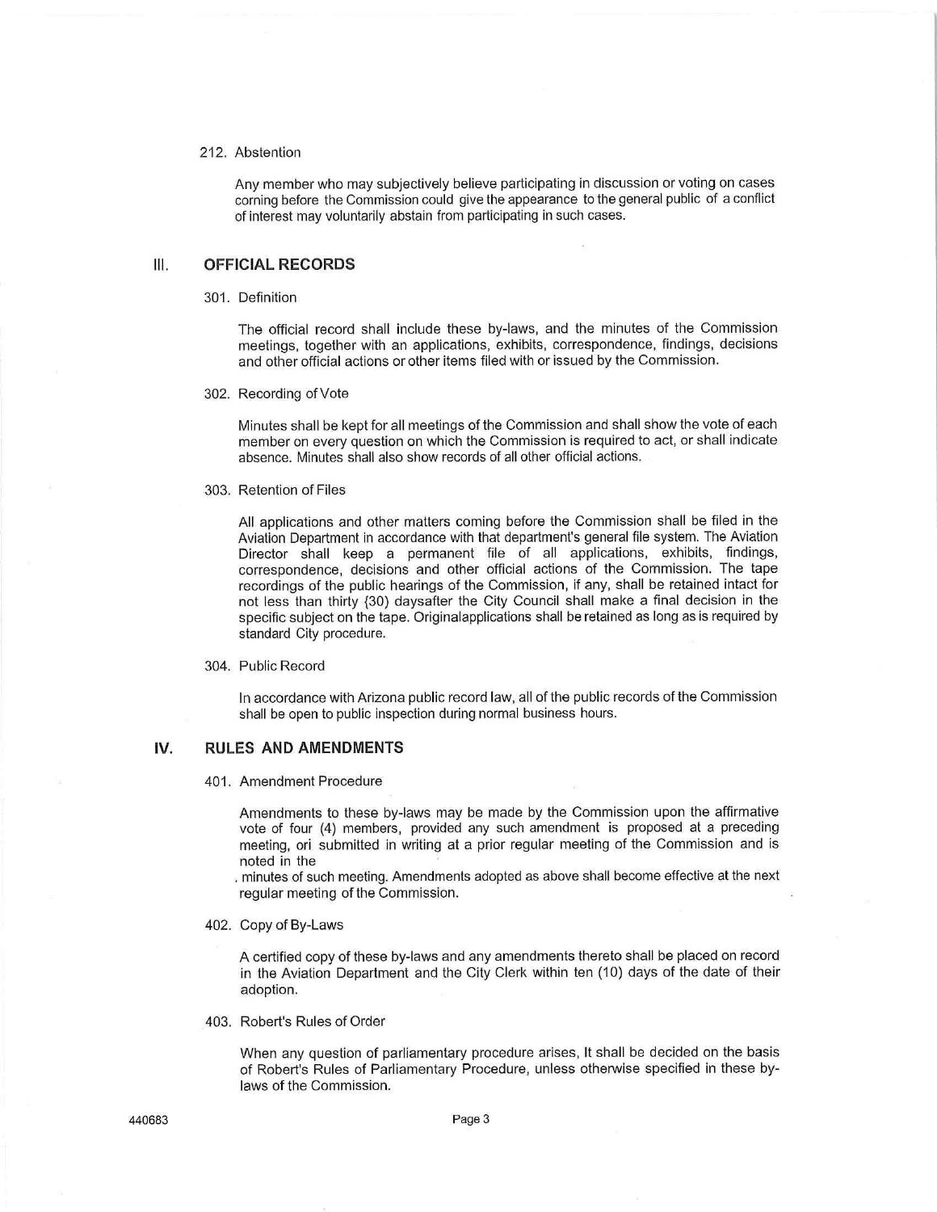212. Abstention

Any member who may subjectively believe participating in discussion or voting on cases corning before the Commission could give the appearance to the general public of a conflict of interest may voluntarily abstain from participating in such cases.

## III. OFFICIAL RECORDS

301. Definition

The official record shall include these by-laws, and the minutes of the Commission meetings, together with an applications, exhibits, correspondence, findings, decisions and other official actions or other items filed with or issued by the Commission.

302. Recording of Vote

Minutes shall be kept for all meetings of the Commission and shall show the vote of each member on every question on which the Commission is required to act, or shall indicate absence. Minutes shall also show records of all other official actions.

303. Retention of Files

All applications and other matters coming before the Commission shall be filed in the Aviation Department in accordance with that department's general file system. The Aviation Director shall keep a permanent file of all applications, exhibits, findings, correspondence, decisions and other official actions of the Commission. The tape recordings of the public hearings of the Commission, if any, shall be retained intact for not less than thirty (30) daysafter the City Council shall make a final decision in the specific subject on the tape. Originalapplications shall be retained as long as is required by standard City procedure.

304. Public Record

In accordance with Arizona public record law, all of the public records of the Commission shall be open to public inspection during normal business hours.

## IV. RULES AND AMENDMENTS

401. Amendment Procedure

Amendments to these by-laws may be made by the Commission upon the affirmative vote of four (4) members, provided any such amendment is proposed at a preceding meeting, ori submitted in writing at a prior regular meeting of the Commission and is noted in the minutes of such meeting. Amendments adopted as above shall become effective at the next regular meeting of the Commission.

402. Copy of By-Laws

A certified copy of these by-laws and any amendments thereto shall be placed on record in the Aviation Department and the City Clerk within ten (10) days of the date of their adoption.

403. Robert's Rules of Order

When any question of parliamentary procedure arises, It shall be decided on the basis of Robert's Rules of Parliamentary Procedure, unless otherwise specified in these by-laws of the Commission.

440683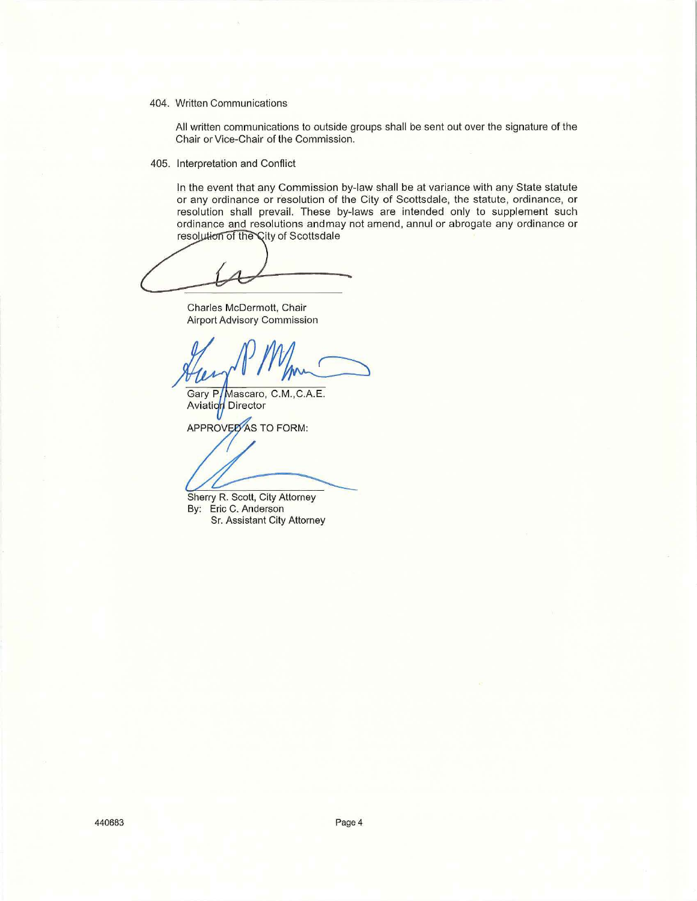404. Written Communications

All written communications to outside groups shall be sent out over the signature of the Chair or Vice-Chair of the Commission.

405. Interpretation and Conflict

In the event that any Commission by-law shall be at variance with any State statute or any ordinance or resolution of the City of Scottsdale, the statute, ordinance, or resolution shall prevail. These by-laws are intended only to supplement such ordinance and resolutions andmay not amend, annul or abrogate any ordinance or resolution of the City of Scottsdale

Charles McDermott, Chair
Airport Advisory Commission

Gary P. Mascaro, C.M.,C.A.E.
Aviation Director

APPROVED AS TO FORM:

Sherry R. Scott, City Attorney
By: Eric C. Anderson
Sr. Assistant City Attorney

440683